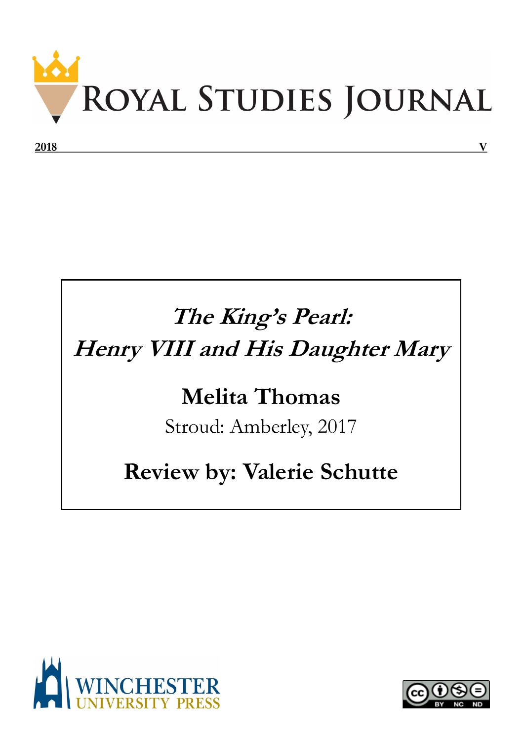# Royal Studies Journal

**2018** **V**

# *The King's Pearl: Henry VIII and His Daughter Mary*

## Melita Thomas

Stroud: Amberley, 2017

## Review by: Valerie Schutte

Winchester University Press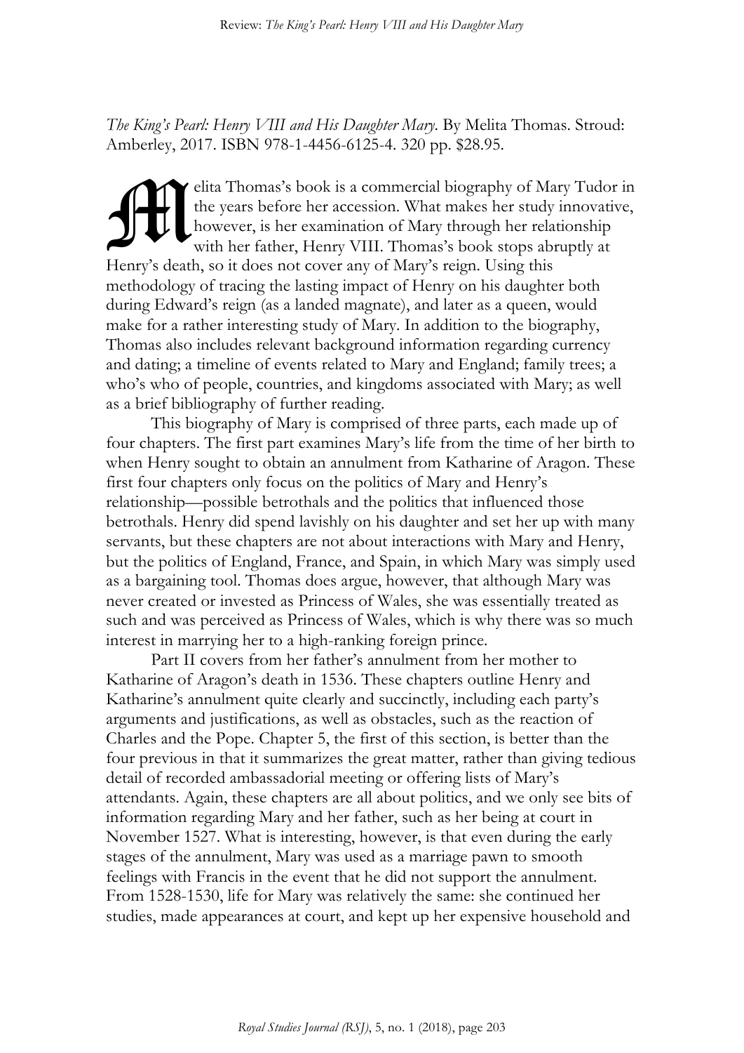*The King's Pearl: Henry VIII and His Daughter Mary*. By Melita Thomas. Stroud: Amberley, 2017. ISBN 978-1-4456-6125-4. 320 pp. $28.95.

Melita Thomas's book is a commercial biography of Mary Tudor in the years before her accession. What makes her study innovative, however, is her examination of Mary through her relationship with her father, Henry VIII. Thomas's book stops abruptly at Henry's death, so it does not cover any of Mary's reign. Using this methodology of tracing the lasting impact of Henry on his daughter both during Edward's reign (as a landed magnate), and later as a queen, would make for a rather interesting study of Mary. In addition to the biography, Thomas also includes relevant background information regarding currency and dating; a timeline of events related to Mary and England; family trees; a who's who of people, countries, and kingdoms associated with Mary; as well as a brief bibliography of further reading.

This biography of Mary is comprised of three parts, each made up of four chapters. The first part examines Mary's life from the time of her birth to when Henry sought to obtain an annulment from Katharine of Aragon. These first four chapters only focus on the politics of Mary and Henry's relationship—possible betrothals and the politics that influenced those betrothals. Henry did spend lavishly on his daughter and set her up with many servants, but these chapters are not about interactions with Mary and Henry, but the politics of England, France, and Spain, in which Mary was simply used as a bargaining tool. Thomas does argue, however, that although Mary was never created or invested as Princess of Wales, she was essentially treated as such and was perceived as Princess of Wales, which is why there was so much interest in marrying her to a high-ranking foreign prince.

Part II covers from her father's annulment from her mother to Katharine of Aragon's death in 1536. These chapters outline Henry and Katharine's annulment quite clearly and succinctly, including each party's arguments and justifications, as well as obstacles, such as the reaction of Charles and the Pope. Chapter 5, the first of this section, is better than the four previous in that it summarizes the great matter, rather than giving tedious detail of recorded ambassadorial meeting or offering lists of Mary's attendants. Again, these chapters are all about politics, and we only see bits of information regarding Mary and her father, such as her being at court in November 1527. What is interesting, however, is that even during the early stages of the annulment, Mary was used as a marriage pawn to smooth feelings with Francis in the event that he did not support the annulment. From 1528-1530, life for Mary was relatively the same: she continued her studies, made appearances at court, and kept up her expensive household and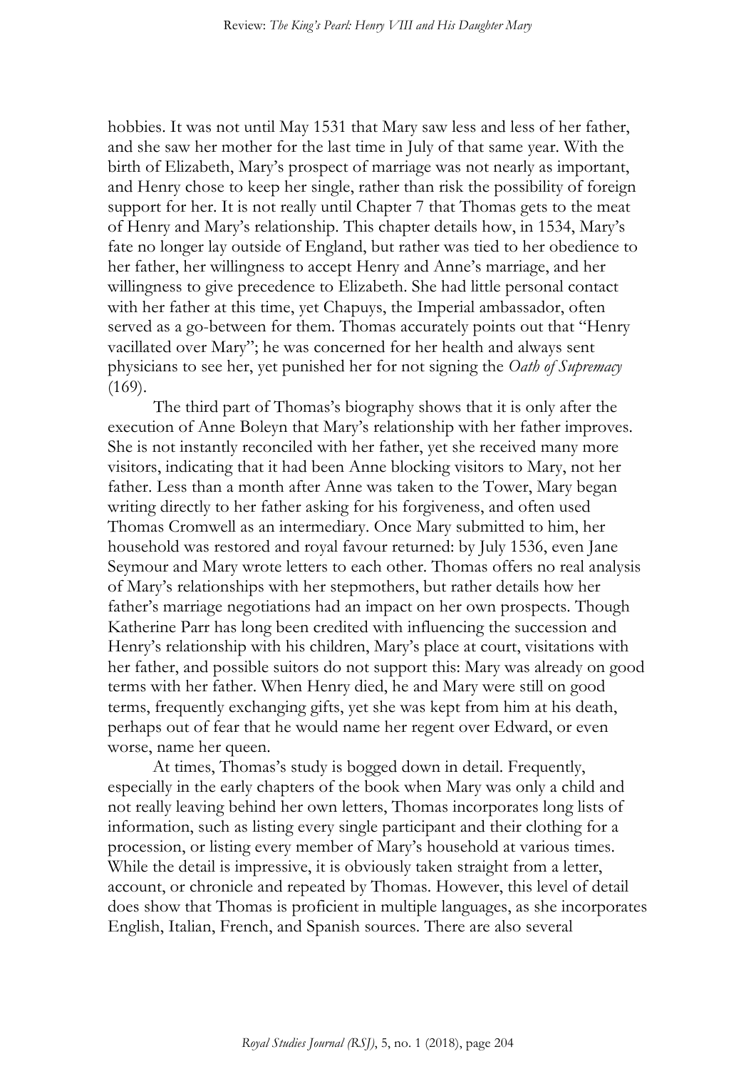hobbies. It was not until May 1531 that Mary saw less and less of her father, and she saw her mother for the last time in July of that same year. With the birth of Elizabeth, Mary's prospect of marriage was not nearly as important, and Henry chose to keep her single, rather than risk the possibility of foreign support for her. It is not really until Chapter 7 that Thomas gets to the meat of Henry and Mary's relationship. This chapter details how, in 1534, Mary's fate no longer lay outside of England, but rather was tied to her obedience to her father, her willingness to accept Henry and Anne's marriage, and her willingness to give precedence to Elizabeth. She had little personal contact with her father at this time, yet Chapuys, the Imperial ambassador, often served as a go-between for them. Thomas accurately points out that "Henry vacillated over Mary"; he was concerned for her health and always sent physicians to see her, yet punished her for not signing the *Oath of Supremacy* (169).

The third part of Thomas's biography shows that it is only after the execution of Anne Boleyn that Mary's relationship with her father improves. She is not instantly reconciled with her father, yet she received many more visitors, indicating that it had been Anne blocking visitors to Mary, not her father. Less than a month after Anne was taken to the Tower, Mary began writing directly to her father asking for his forgiveness, and often used Thomas Cromwell as an intermediary. Once Mary submitted to him, her household was restored and royal favour returned: by July 1536, even Jane Seymour and Mary wrote letters to each other. Thomas offers no real analysis of Mary's relationships with her stepmothers, but rather details how her father's marriage negotiations had an impact on her own prospects. Though Katherine Parr has long been credited with influencing the succession and Henry's relationship with his children, Mary's place at court, visitations with her father, and possible suitors do not support this: Mary was already on good terms with her father. When Henry died, he and Mary were still on good terms, frequently exchanging gifts, yet she was kept from him at his death, perhaps out of fear that he would name her regent over Edward, or even worse, name her queen.

At times, Thomas's study is bogged down in detail. Frequently, especially in the early chapters of the book when Mary was only a child and not really leaving behind her own letters, Thomas incorporates long lists of information, such as listing every single participant and their clothing for a procession, or listing every member of Mary's household at various times. While the detail is impressive, it is obviously taken straight from a letter, account, or chronicle and repeated by Thomas. However, this level of detail does show that Thomas is proficient in multiple languages, as she incorporates English, Italian, French, and Spanish sources. There are also several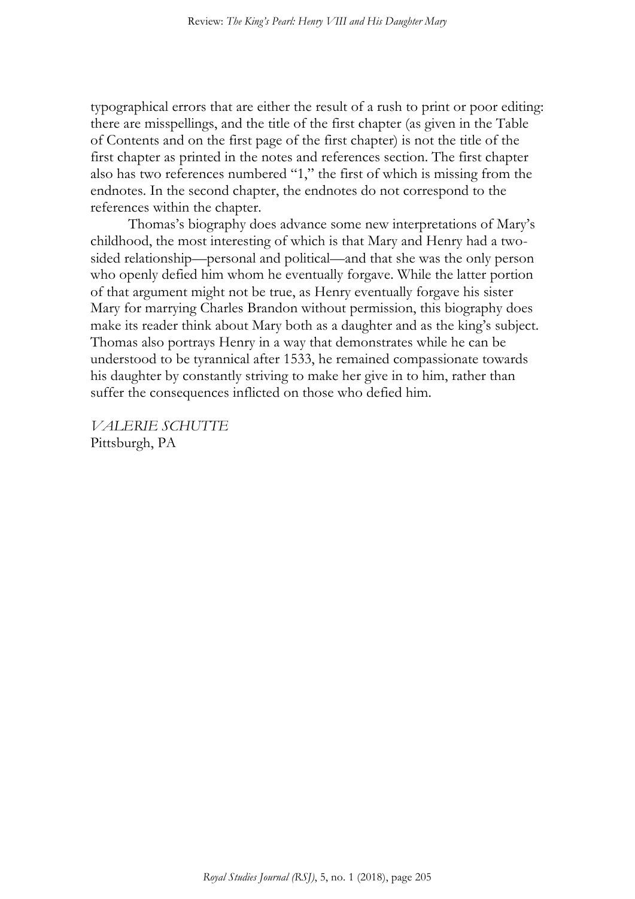typographical errors that are either the result of a rush to print or poor editing: there are misspellings, and the title of the first chapter (as given in the Table of Contents and on the first page of the first chapter) is not the title of the first chapter as printed in the notes and references section. The first chapter also has two references numbered "1," the first of which is missing from the endnotes. In the second chapter, the endnotes do not correspond to the references within the chapter.

Thomas's biography does advance some new interpretations of Mary's childhood, the most interesting of which is that Mary and Henry had a two-sided relationship—personal and political—and that she was the only person who openly defied him whom he eventually forgave. While the latter portion of that argument might not be true, as Henry eventually forgave his sister Mary for marrying Charles Brandon without permission, this biography does make its reader think about Mary both as a daughter and as the king's subject. Thomas also portrays Henry in a way that demonstrates while he can be understood to be tyrannical after 1533, he remained compassionate towards his daughter by constantly striving to make her give in to him, rather than suffer the consequences inflicted on those who defied him.

*VALERIE SCHUTTE*
Pittsburgh, PA